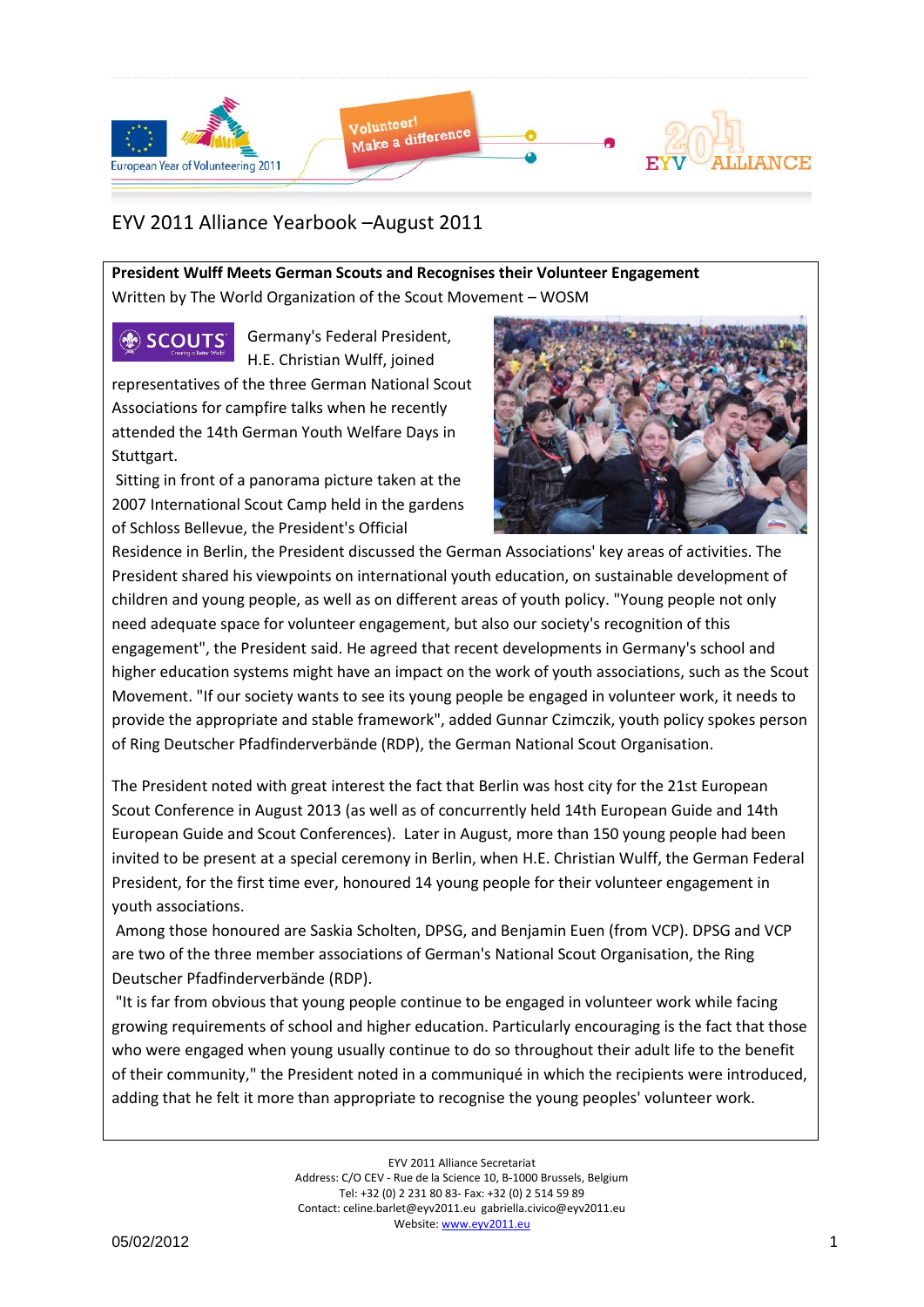# EYV 2011 Alliance Yearbook –August 2011

**President Wulff Meets German Scouts and Recognises their Volunteer Engagement**

Written by The World Organization of the Scout Movement – WOSM

Germany's Federal President, H.E. Christian Wulff, joined representatives of the three German National Scout Associations for campfire talks when he recently attended the 14th German Youth Welfare Days in Stuttgart.

Sitting in front of a panorama picture taken at the 2007 International Scout Camp held in the gardens of Schloss Bellevue, the President's Official Residence in Berlin, the President discussed the German Associations' key areas of activities. The President shared his viewpoints on international youth education, on sustainable development of children and young people, as well as on different areas of youth policy. "Young people not only need adequate space for volunteer engagement, but also our society's recognition of this engagement", the President said. He agreed that recent developments in Germany's school and higher education systems might have an impact on the work of youth associations, such as the Scout Movement. "If our society wants to see its young people be engaged in volunteer work, it needs to provide the appropriate and stable framework", added Gunnar Czimczik, youth policy spokes person of Ring Deutscher Pfadfinderverbände (RDP), the German National Scout Organisation.

The President noted with great interest the fact that Berlin was host city for the 21st European Scout Conference in August 2013 (as well as of concurrently held 14th European Guide and 14th European Guide and Scout Conferences). Later in August, more than 150 young people had been invited to be present at a special ceremony in Berlin, when H.E. Christian Wulff, the German Federal President, for the first time ever, honoured 14 young people for their volunteer engagement in youth associations.

Among those honoured are Saskia Scholten, DPSG, and Benjamin Euen (from VCP). DPSG and VCP are two of the three member associations of German's National Scout Organisation, the Ring Deutscher Pfadfinderverbände (RDP).

"It is far from obvious that young people continue to be engaged in volunteer work while facing growing requirements of school and higher education. Particularly encouraging is the fact that those who were engaged when young usually continue to do so throughout their adult life to the benefit of their community," the President noted in a communiqué in which the recipients were introduced, adding that he felt it more than appropriate to recognise the young peoples' volunteer work.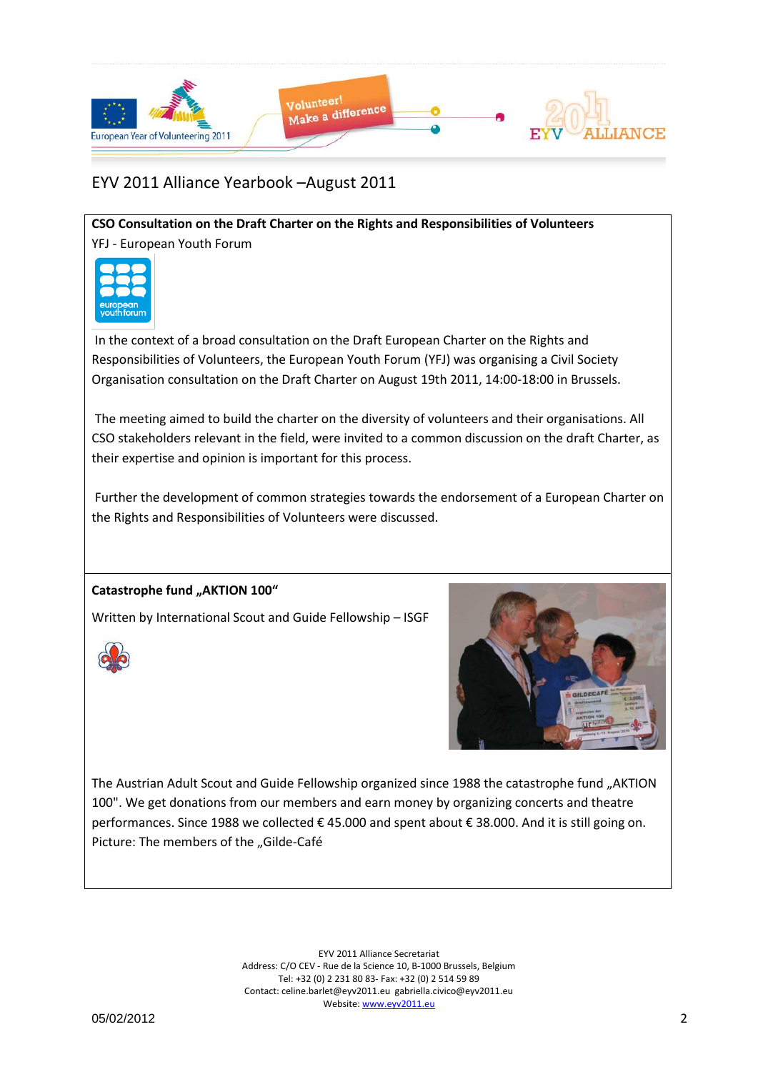EYV 2011 Alliance Yearbook –August 2011

**CSO Consultation on the Draft Charter on the Rights and Responsibilities of Volunteers**

YFJ - European Youth Forum

In the context of a broad consultation on the Draft European Charter on the Rights and Responsibilities of Volunteers, the European Youth Forum (YFJ) was organising a Civil Society Organisation consultation on the Draft Charter on August 19th 2011, 14:00-18:00 in Brussels.

The meeting aimed to build the charter on the diversity of volunteers and their organisations. All CSO stakeholders relevant in the field, were invited to a common discussion on the draft Charter, as their expertise and opinion is important for this process.

Further the development of common strategies towards the endorsement of a European Charter on the Rights and Responsibilities of Volunteers were discussed.

**Catastrophe fund „AKTION 100"**

Written by International Scout and Guide Fellowship – ISGF

The Austrian Adult Scout and Guide Fellowship organized since 1988 the catastrophe fund „AKTION 100". We get donations from our members and earn money by organizing concerts and theatre performances. Since 1988 we collected € 45.000 and spent about € 38.000. And it is still going on.
Picture: The members of the „Gilde-Café

EYV 2011 Alliance Secretariat
Address: C/O CEV - Rue de la Science 10, B-1000 Brussels, Belgium
Tel: +32 (0) 2 231 80 83- Fax: +32 (0) 2 514 59 89
Contact: celine.barlet@eyv2011.eu gabriella.civico@eyv2011.eu
Website: www.eyv2011.eu

05/02/2012